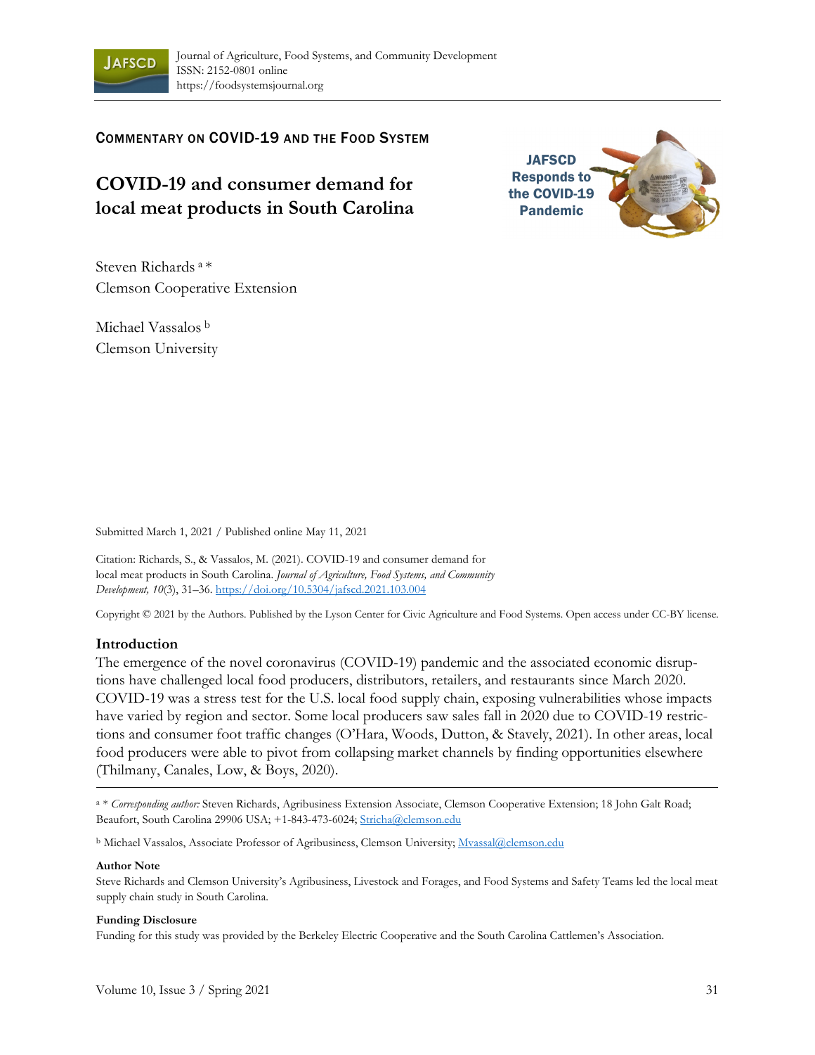COMMENTARY ON COVID-19 AND THE FOOD SYSTEM

# COVID-19 and consumer demand for local meat products in South Carolina

JAFSCD Responds to the COVID-19 Pandemic

Steven Richards [a] *
Clemson Cooperative Extension

Michael Vassalos [b]
Clemson University

Submitted March 1, 2021 / Published online May 11, 2021

Citation: Richards, S., & Vassalos, M. (2021). COVID-19 and consumer demand for local meat products in South Carolina. *Journal of Agriculture, Food Systems, and Community Development, 10*(3), 31–36. https://doi.org/10.5304/jafscd.2021.103.004

Copyright © 2021 by the Authors. Published by the Lyson Center for Civic Agriculture and Food Systems. Open access under CC-BY license.

## Introduction

The emergence of the novel coronavirus (COVID-19) pandemic and the associated economic disruptions have challenged local food producers, distributors, retailers, and restaurants since March 2020. COVID-19 was a stress test for the U.S. local food supply chain, exposing vulnerabilities whose impacts have varied by region and sector. Some local producers saw sales fall in 2020 due to COVID-19 restrictions and consumer foot traffic changes (O'Hara, Woods, Dutton, & Stavely, 2021). In other areas, local food producers were able to pivot from collapsing market channels by finding opportunities elsewhere (Thilmany, Canales, Low, & Boys, 2020).

[a] * *Corresponding author:* Steven Richards, Agribusiness Extension Associate, Clemson Cooperative Extension; 18 John Galt Road; Beaufort, South Carolina 29906 USA; +1-843-473-6024; Stricha@clemson.edu

[b] Michael Vassalos, Associate Professor of Agribusiness, Clemson University; Mvassal@clemson.edu

**Author Note**

Steve Richards and Clemson University's Agribusiness, Livestock and Forages, and Food Systems and Safety Teams led the local meat supply chain study in South Carolina.

**Funding Disclosure**

Funding for this study was provided by the Berkeley Electric Cooperative and the South Carolina Cattlemen's Association.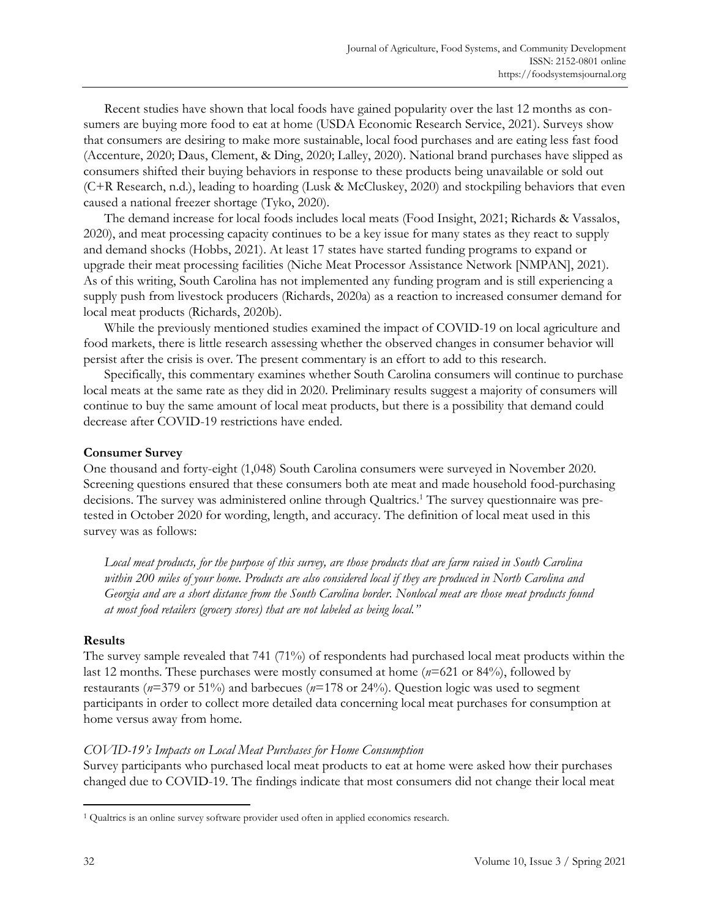Recent studies have shown that local foods have gained popularity over the last 12 months as consumers are buying more food to eat at home (USDA Economic Research Service, 2021). Surveys show that consumers are desiring to make more sustainable, local food purchases and are eating less fast food (Accenture, 2020; Daus, Clement, & Ding, 2020; Lalley, 2020). National brand purchases have slipped as consumers shifted their buying behaviors in response to these products being unavailable or sold out (C+R Research, n.d.), leading to hoarding (Lusk & McCluskey, 2020) and stockpiling behaviors that even caused a national freezer shortage (Tyko, 2020).

The demand increase for local foods includes local meats (Food Insight, 2021; Richards & Vassalos, 2020), and meat processing capacity continues to be a key issue for many states as they react to supply and demand shocks (Hobbs, 2021). At least 17 states have started funding programs to expand or upgrade their meat processing facilities (Niche Meat Processor Assistance Network [NMPAN], 2021). As of this writing, South Carolina has not implemented any funding program and is still experiencing a supply push from livestock producers (Richards, 2020a) as a reaction to increased consumer demand for local meat products (Richards, 2020b).

While the previously mentioned studies examined the impact of COVID-19 on local agriculture and food markets, there is little research assessing whether the observed changes in consumer behavior will persist after the crisis is over. The present commentary is an effort to add to this research.

Specifically, this commentary examines whether South Carolina consumers will continue to purchase local meats at the same rate as they did in 2020. Preliminary results suggest a majority of consumers will continue to buy the same amount of local meat products, but there is a possibility that demand could decrease after COVID-19 restrictions have ended.

## Consumer Survey

One thousand and forty-eight (1,048) South Carolina consumers were surveyed in November 2020. Screening questions ensured that these consumers both ate meat and made household food-purchasing decisions. The survey was administered online through Qualtrics.[1] The survey questionnaire was pre-tested in October 2020 for wording, length, and accuracy. The definition of local meat used in this survey was as follows:

> *Local meat products, for the purpose of this survey, are those products that are farm raised in South Carolina within 200 miles of your home. Products are also considered local if they are produced in North Carolina and Georgia and are a short distance from the South Carolina border. Nonlocal meat are those meat products found at most food retailers (grocery stores) that are not labeled as being local."*

## Results

The survey sample revealed that 741 (71%) of respondents had purchased local meat products within the last 12 months. These purchases were mostly consumed at home (*n*=621 or 84%), followed by restaurants (*n*=379 or 51%) and barbecues (*n*=178 or 24%). Question logic was used to segment participants in order to collect more detailed data concerning local meat purchases for consumption at home versus away from home.

### *COVID-19's Impacts on Local Meat Purchases for Home Consumption*

Survey participants who purchased local meat products to eat at home were asked how their purchases changed due to COVID-19. The findings indicate that most consumers did not change their local meat

[1] Qualtrics is an online survey software provider used often in applied economics research.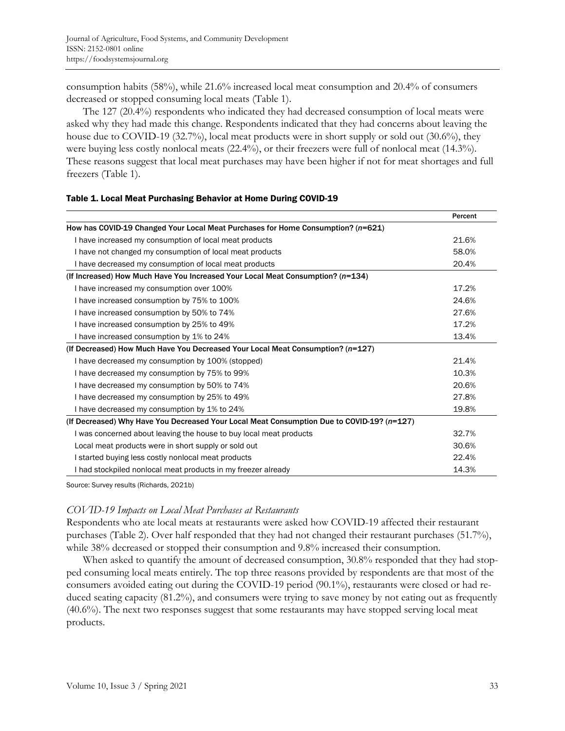consumption habits (58%), while 21.6% increased local meat consumption and 20.4% of consumers decreased or stopped consuming local meats (Table 1).

The 127 (20.4%) respondents who indicated they had decreased consumption of local meats were asked why they had made this change. Respondents indicated that they had concerns about leaving the house due to COVID-19 (32.7%), local meat products were in short supply or sold out (30.6%), they were buying less costly nonlocal meats (22.4%), or their freezers were full of nonlocal meat (14.3%). These reasons suggest that local meat purchases may have been higher if not for meat shortages and full freezers (Table 1).

**Table 1. Local Meat Purchasing Behavior at Home During COVID-19**

| | Percent |
|---|---|
| **How has COVID-19 Changed Your Local Meat Purchases for Home Consumption? (*n*=621)** | |
| I have increased my consumption of local meat products | 21.6% |
| I have not changed my consumption of local meat products | 58.0% |
| I have decreased my consumption of local meat products | 20.4% |
| **(If Increased) How Much Have You Increased Your Local Meat Consumption? (*n*=134)** | |
| I have increased my consumption over 100% | 17.2% |
| I have increased consumption by 75% to 100% | 24.6% |
| I have increased consumption by 50% to 74% | 27.6% |
| I have increased consumption by 25% to 49% | 17.2% |
| I have increased consumption by 1% to 24% | 13.4% |
| **(If Decreased) How Much Have You Decreased Your Local Meat Consumption? (*n*=127)** | |
| I have decreased my consumption by 100% (stopped) | 21.4% |
| I have decreased my consumption by 75% to 99% | 10.3% |
| I have decreased my consumption by 50% to 74% | 20.6% |
| I have decreased my consumption by 25% to 49% | 27.8% |
| I have decreased my consumption by 1% to 24% | 19.8% |
| **(If Decreased) Why Have You Decreased Your Local Meat Consumption Due to COVID-19? (*n*=127)** | |
| I was concerned about leaving the house to buy local meat products | 32.7% |
| Local meat products were in short supply or sold out | 30.6% |
| I started buying less costly nonlocal meat products | 22.4% |
| I had stockpiled nonlocal meat products in my freezer already | 14.3% |

Source: Survey results (Richards, 2021b)

### *COVID-19 Impacts on Local Meat Purchases at Restaurants*

Respondents who ate local meats at restaurants were asked how COVID-19 affected their restaurant purchases (Table 2). Over half responded that they had not changed their restaurant purchases (51.7%), while 38% decreased or stopped their consumption and 9.8% increased their consumption.

When asked to quantify the amount of decreased consumption, 30.8% responded that they had stopped consuming local meats entirely. The top three reasons provided by respondents are that most of the consumers avoided eating out during the COVID-19 period (90.1%), restaurants were closed or had reduced seating capacity (81.2%), and consumers were trying to save money by not eating out as frequently (40.6%). The next two responses suggest that some restaurants may have stopped serving local meat products.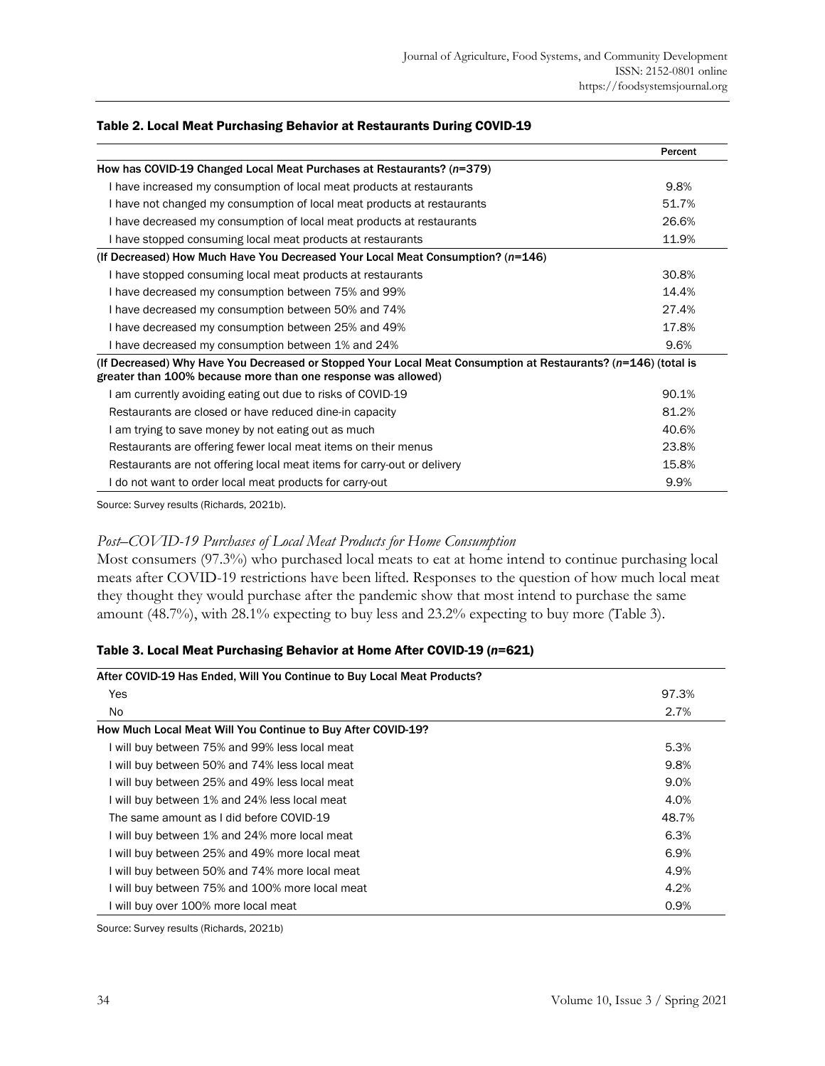**Table 2. Local Meat Purchasing Behavior at Restaurants During COVID-19**

| | Percent |
|---|---|
| **How has COVID-19 Changed Local Meat Purchases at Restaurants? (*n*=379)** | |
| I have increased my consumption of local meat products at restaurants | 9.8% |
| I have not changed my consumption of local meat products at restaurants | 51.7% |
| I have decreased my consumption of local meat products at restaurants | 26.6% |
| I have stopped consuming local meat products at restaurants | 11.9% |
| **(If Decreased) How Much Have You Decreased Your Local Meat Consumption? (*n*=146)** | |
| I have stopped consuming local meat products at restaurants | 30.8% |
| I have decreased my consumption between 75% and 99% | 14.4% |
| I have decreased my consumption between 50% and 74% | 27.4% |
| I have decreased my consumption between 25% and 49% | 17.8% |
| I have decreased my consumption between 1% and 24% | 9.6% |
| **(If Decreased) Why Have You Decreased or Stopped Your Local Meat Consumption at Restaurants? (*n*=146) (total is greater than 100% because more than one response was allowed)** | |
| I am currently avoiding eating out due to risks of COVID-19 | 90.1% |
| Restaurants are closed or have reduced dine-in capacity | 81.2% |
| I am trying to save money by not eating out as much | 40.6% |
| Restaurants are offering fewer local meat items on their menus | 23.8% |
| Restaurants are not offering local meat items for carry-out or delivery | 15.8% |
| I do not want to order local meat products for carry-out | 9.9% |

Source: Survey results (Richards, 2021b).

### *Post–COVID-19 Purchases of Local Meat Products for Home Consumption*

Most consumers (97.3%) who purchased local meats to eat at home intend to continue purchasing local meats after COVID-19 restrictions have been lifted. Responses to the question of how much local meat they thought they would purchase after the pandemic show that most intend to purchase the same amount (48.7%), with 28.1% expecting to buy less and 23.2% expecting to buy more (Table 3).

**Table 3. Local Meat Purchasing Behavior at Home After COVID-19 (*n*=621)**

| | |
|---|---|
| **After COVID-19 Has Ended, Will You Continue to Buy Local Meat Products?** | |
| Yes | 97.3% |
| No | 2.7% |
| **How Much Local Meat Will You Continue to Buy After COVID-19?** | |
| I will buy between 75% and 99% less local meat | 5.3% |
| I will buy between 50% and 74% less local meat | 9.8% |
| I will buy between 25% and 49% less local meat | 9.0% |
| I will buy between 1% and 24% less local meat | 4.0% |
| The same amount as I did before COVID-19 | 48.7% |
| I will buy between 1% and 24% more local meat | 6.3% |
| I will buy between 25% and 49% more local meat | 6.9% |
| I will buy between 50% and 74% more local meat | 4.9% |
| I will buy between 75% and 100% more local meat | 4.2% |
| I will buy over 100% more local meat | 0.9% |

Source: Survey results (Richards, 2021b)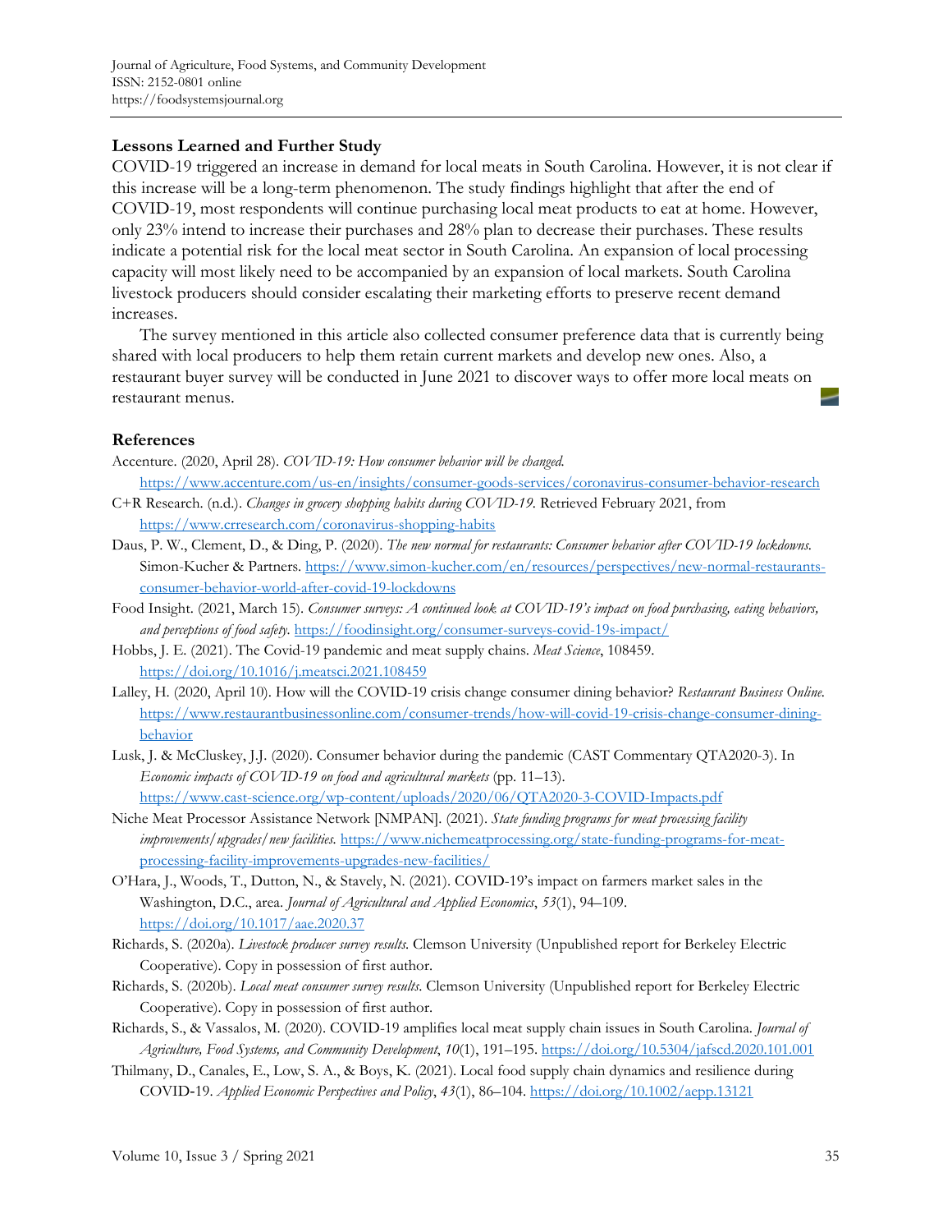## Lessons Learned and Further Study

COVID-19 triggered an increase in demand for local meats in South Carolina. However, it is not clear if this increase will be a long-term phenomenon. The study findings highlight that after the end of COVID-19, most respondents will continue purchasing local meat products to eat at home. However, only 23% intend to increase their purchases and 28% plan to decrease their purchases. These results indicate a potential risk for the local meat sector in South Carolina. An expansion of local processing capacity will most likely need to be accompanied by an expansion of local markets. South Carolina livestock producers should consider escalating their marketing efforts to preserve recent demand increases.

The survey mentioned in this article also collected consumer preference data that is currently being shared with local producers to help them retain current markets and develop new ones. Also, a restaurant buyer survey will be conducted in June 2021 to discover ways to offer more local meats on restaurant menus.

## References

Accenture. (2020, April 28). *COVID-19: How consumer behavior will be changed.* https://www.accenture.com/us-en/insights/consumer-goods-services/coronavirus-consumer-behavior-research

C+R Research. (n.d.). *Changes in grocery shopping habits during COVID-19.* Retrieved February 2021, from https://www.crresearch.com/coronavirus-shopping-habits

Daus, P. W., Clement, D., & Ding, P. (2020). *The new normal for restaurants: Consumer behavior after COVID-19 lockdowns.* Simon-Kucher & Partners. https://www.simon-kucher.com/en/resources/perspectives/new-normal-restaurants-consumer-behavior-world-after-covid-19-lockdowns

Food Insight. (2021, March 15). *Consumer surveys: A continued look at COVID-19's impact on food purchasing, eating behaviors, and perceptions of food safety.* https://foodinsight.org/consumer-surveys-covid-19s-impact/

Hobbs, J. E. (2021). The Covid-19 pandemic and meat supply chains. *Meat Science*, 108459. https://doi.org/10.1016/j.meatsci.2021.108459

Lalley, H. (2020, April 10). How will the COVID-19 crisis change consumer dining behavior? *Restaurant Business Online.* https://www.restaurantbusinessonline.com/consumer-trends/how-will-covid-19-crisis-change-consumer-dining-behavior

Lusk, J. & McCluskey, J.J. (2020). Consumer behavior during the pandemic (CAST Commentary QTA2020-3). In *Economic impacts of COVID-19 on food and agricultural markets* (pp. 11–13). https://www.cast-science.org/wp-content/uploads/2020/06/QTA2020-3-COVID-Impacts.pdf

Niche Meat Processor Assistance Network [NMPAN]. (2021). *State funding programs for meat processing facility improvements/upgrades/new facilities.* https://www.nichemeatprocessing.org/state-funding-programs-for-meat-processing-facility-improvements-upgrades-new-facilities/

O'Hara, J., Woods, T., Dutton, N., & Stavely, N. (2021). COVID-19's impact on farmers market sales in the Washington, D.C., area. *Journal of Agricultural and Applied Economics*, *53*(1), 94–109. https://doi.org/10.1017/aae.2020.37

Richards, S. (2020a). *Livestock producer survey results.* Clemson University (Unpublished report for Berkeley Electric Cooperative). Copy in possession of first author.

Richards, S. (2020b). *Local meat consumer survey results.* Clemson University (Unpublished report for Berkeley Electric Cooperative). Copy in possession of first author.

Richards, S., & Vassalos, M. (2020). COVID-19 amplifies local meat supply chain issues in South Carolina. *Journal of Agriculture, Food Systems, and Community Development*, *10*(1), 191–195. https://doi.org/10.5304/jafscd.2020.101.001

Thilmany, D., Canales, E., Low, S. A., & Boys, K. (2021). Local food supply chain dynamics and resilience during COVID-19. *Applied Economic Perspectives and Policy*, *43*(1), 86–104. https://doi.org/10.1002/aepp.13121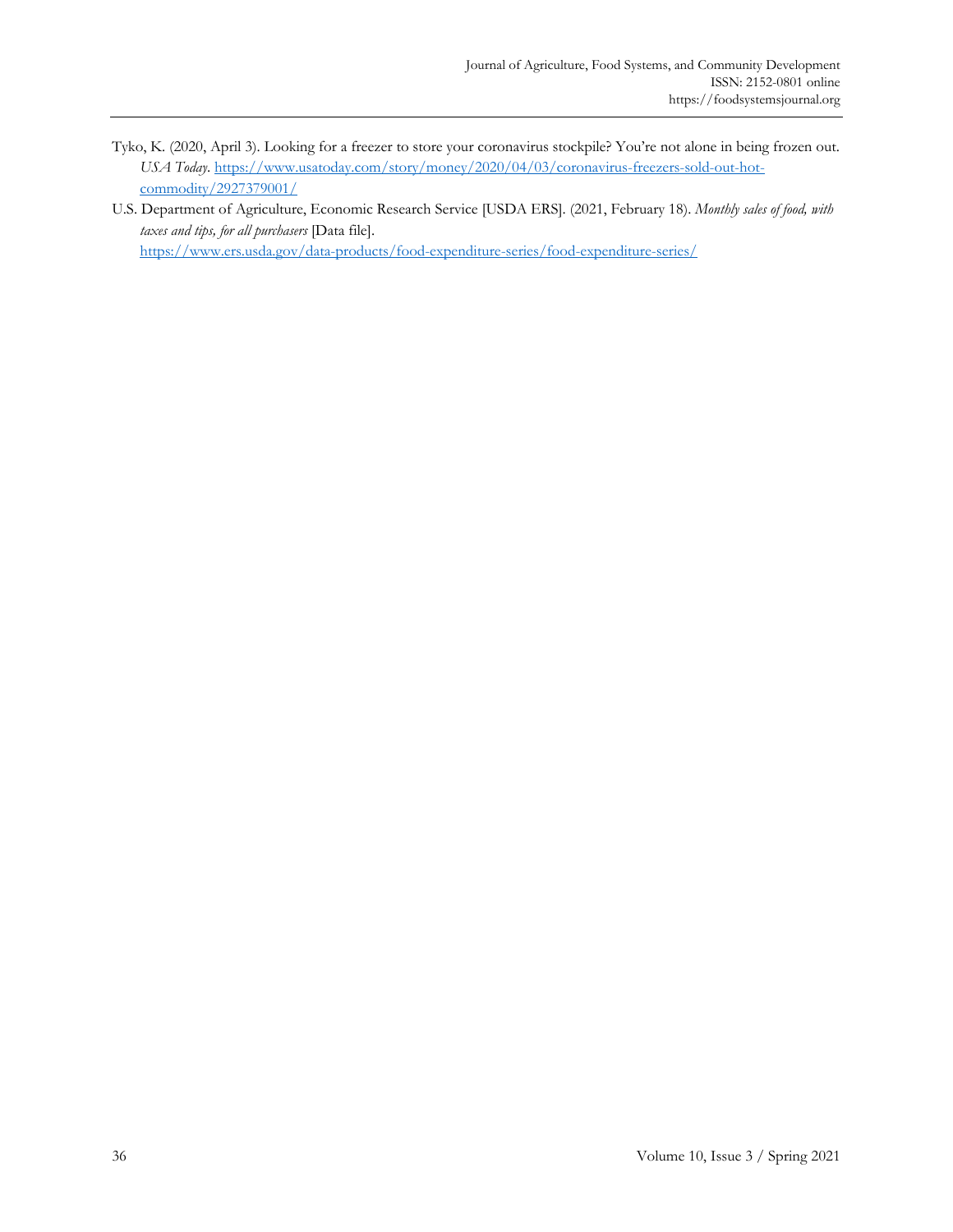Tyko, K. (2020, April 3). Looking for a freezer to store your coronavirus stockpile? You're not alone in being frozen out. *USA Today*. https://www.usatoday.com/story/money/2020/04/03/coronavirus-freezers-sold-out-hot-commodity/2927379001/

U.S. Department of Agriculture, Economic Research Service [USDA ERS]. (2021, February 18). *Monthly sales of food, with taxes and tips, for all purchasers* [Data file]. https://www.ers.usda.gov/data-products/food-expenditure-series/food-expenditure-series/